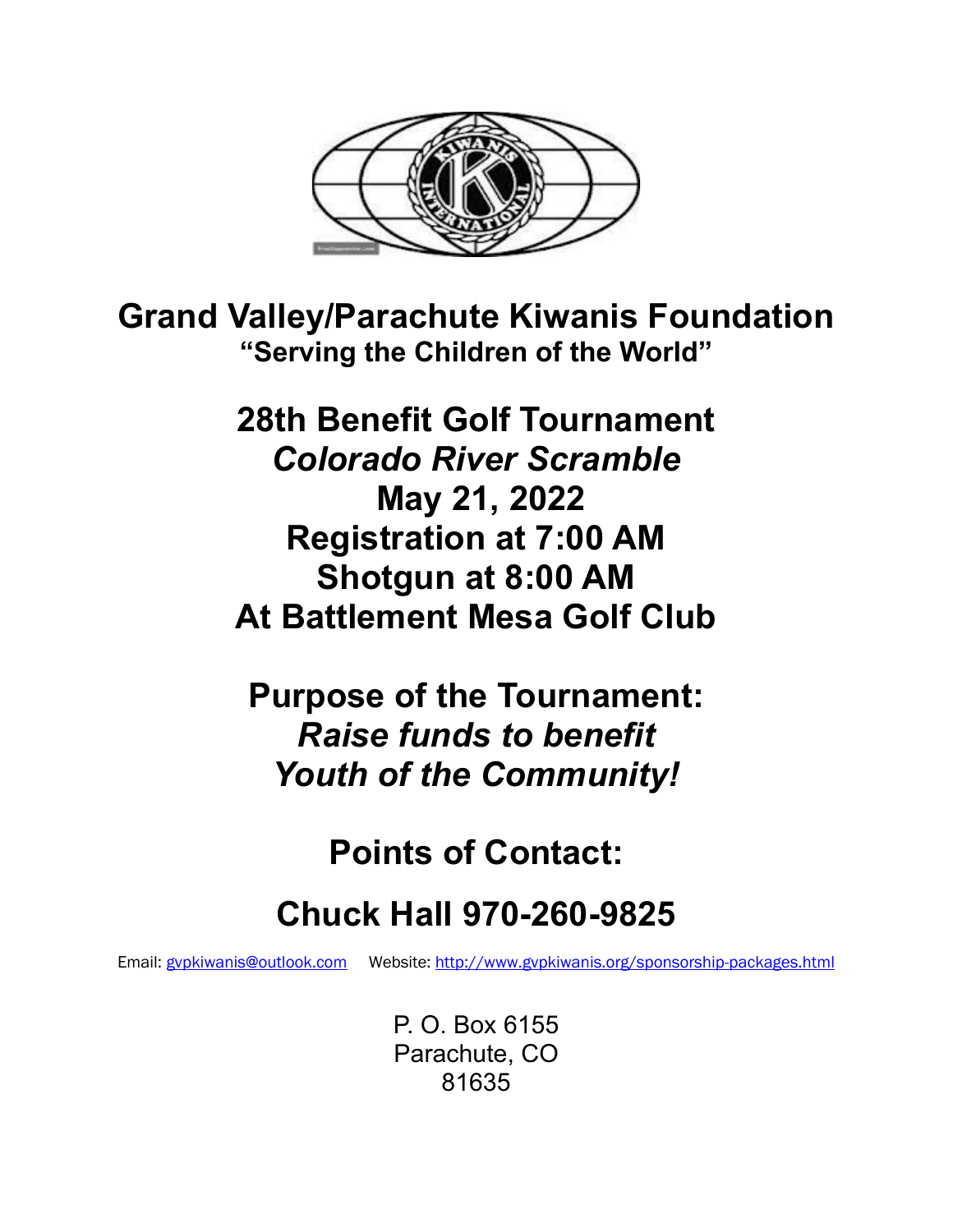# Grand Valley/Parachute Kiwanis Foundation

**"Serving the Children of the World"**

## 28th Benefit Golf Tournament

## *Colorado River Scramble*

## May 21, 2022

## Registration at 7:00 AM

## Shotgun at 8:00 AM

## At Battlement Mesa Golf Club

## Purpose of the Tournament:

## *Raise funds to benefit*
## *Youth of the Community!*

## Points of Contact:

## Chuck Hall 970-260-9825

Email: gvpkiwanis@outlook.com Website: http://www.gvpkiwanis.org/sponsorship-packages.html

P. O. Box 6155
Parachute, CO
81635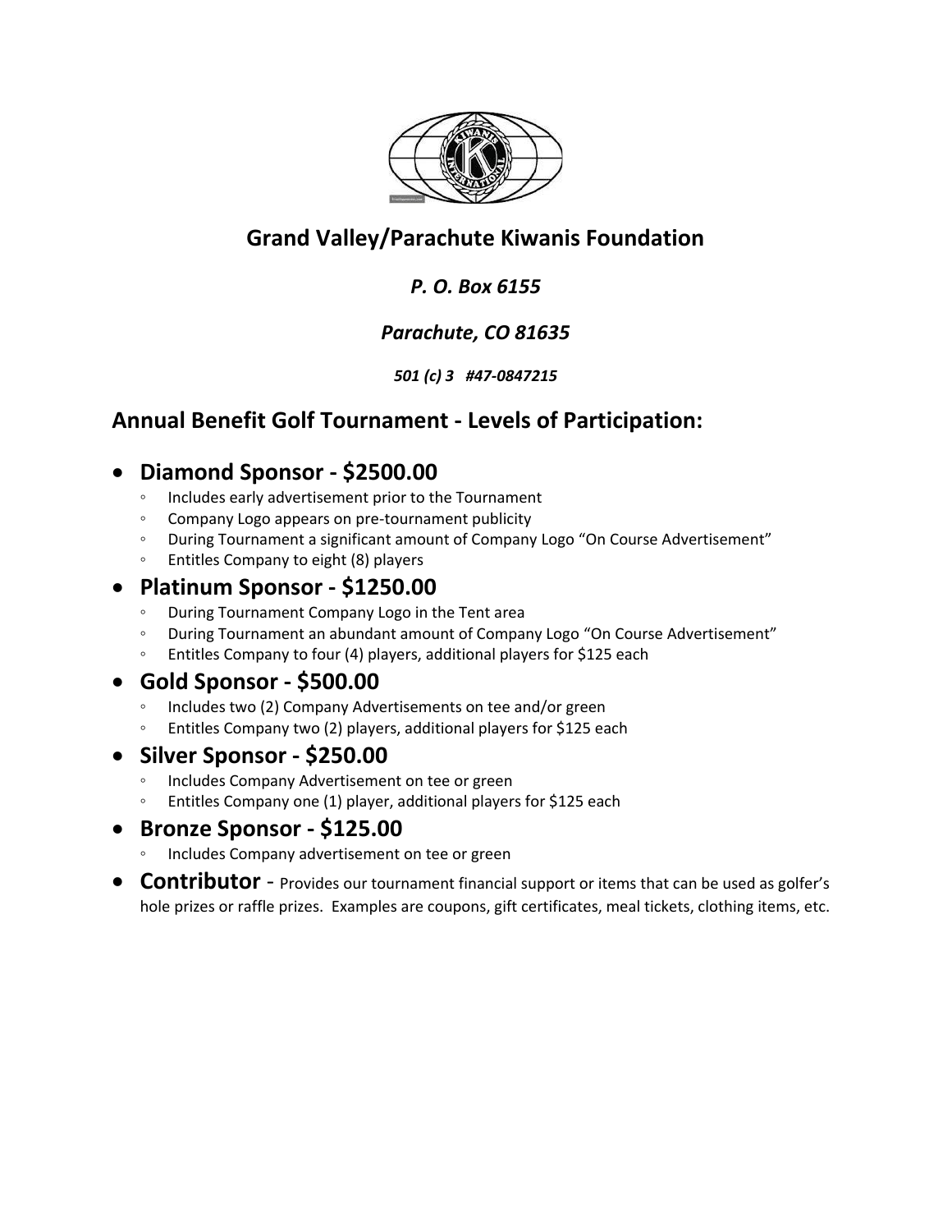## Grand Valley/Parachute Kiwanis Foundation

*P. O. Box 6155*

*Parachute, CO 81635*

***501 (c) 3 #47-0847215***

## Annual Benefit Golf Tournament - Levels of Participation:

- **Diamond Sponsor - $2500.00**
  - Includes early advertisement prior to the Tournament
  - Company Logo appears on pre-tournament publicity
  - During Tournament a significant amount of Company Logo "On Course Advertisement"
  - Entitles Company to eight (8) players
- **Platinum Sponsor - $1250.00**
  - During Tournament Company Logo in the Tent area
  - During Tournament an abundant amount of Company Logo "On Course Advertisement"
  - Entitles Company to four (4) players, additional players for $125 each
- **Gold Sponsor - $500.00**
  - Includes two (2) Company Advertisements on tee and/or green
  - Entitles Company two (2) players, additional players for $125 each
- **Silver Sponsor - $250.00**
  - Includes Company Advertisement on tee or green
  - Entitles Company one (1) player, additional players for $125 each
- **Bronze Sponsor - $125.00**
  - Includes Company advertisement on tee or green
- **Contributor** - Provides our tournament financial support or items that can be used as golfer's hole prizes or raffle prizes. Examples are coupons, gift certificates, meal tickets, clothing items, etc.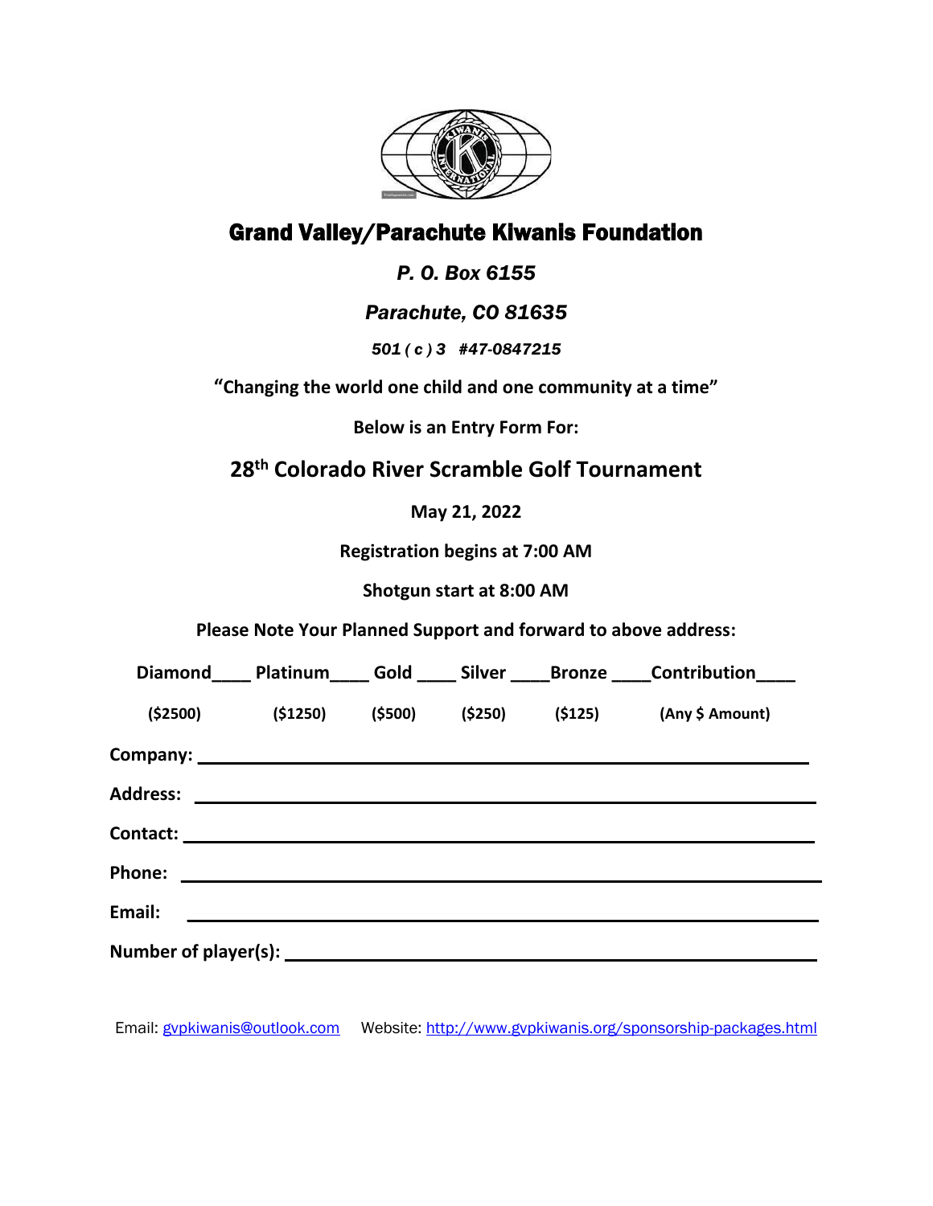# Grand Valley/Parachute Kiwanis Foundation

***P. O. Box 6155***

***Parachute, CO 81635***

***501 ( c ) 3 #47-0847215***

**“Changing the world one child and one community at a time”**

**Below is an Entry Form For:**

## 28th Colorado River Scramble Golf Tournament

**May 21, 2022**

**Registration begins at 7:00 AM**

**Shotgun start at 8:00 AM**

**Please Note Your Planned Support and forward to above address:**

| Diamond____ | Platinum____ | Gold ____ | Silver ____ | Bronze ____ | Contribution____ |
|---|---|---|---|---|---|
| ($2500) | ($1250) | ($500) | ($250) | ($125) | (Any $ Amount) |

**Company:** ____________________________________________

**Address:** ____________________________________________

**Contact:** ____________________________________________

**Phone:** ____________________________________________

**Email:** ____________________________________________

**Number of player(s):** ____________________________________________

Email: gvpkiwanis@outlook.com Website: http://www.gvpkiwanis.org/sponsorship-packages.html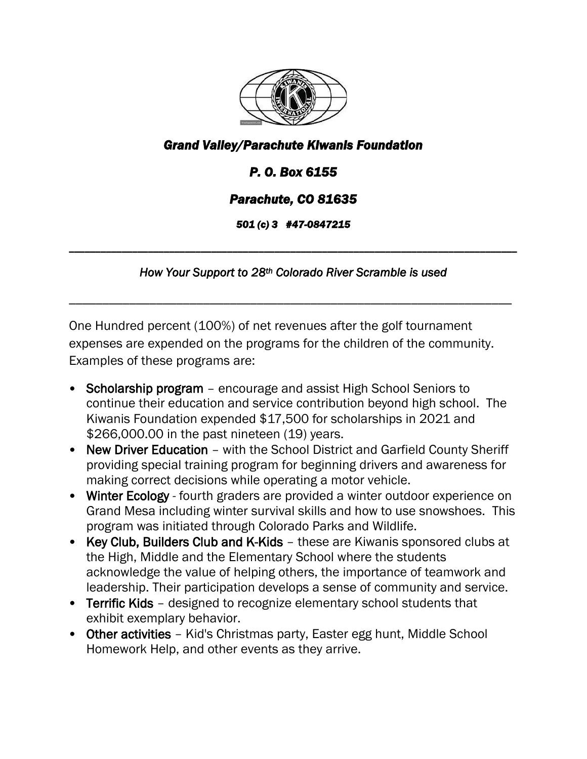***Grand Valley/Parachute Kiwanis Foundation***

***P. O. Box 6155***

***Parachute, CO 81635***

***501 (c) 3 #47-0847215***

---

*How Your Support to 28th Colorado River Scramble is used*

---

One Hundred percent (100%) of net revenues after the golf tournament expenses are expended on the programs for the children of the community. Examples of these programs are:

- **Scholarship program** – encourage and assist High School Seniors to continue their education and service contribution beyond high school. The Kiwanis Foundation expended $17,500 for scholarships in 2021 and $266,000.00 in the past nineteen (19) years.
- **New Driver Education** – with the School District and Garfield County Sheriff providing special training program for beginning drivers and awareness for making correct decisions while operating a motor vehicle.
- **Winter Ecology** - fourth graders are provided a winter outdoor experience on Grand Mesa including winter survival skills and how to use snowshoes. This program was initiated through Colorado Parks and Wildlife.
- **Key Club, Builders Club and K-Kids** – these are Kiwanis sponsored clubs at the High, Middle and the Elementary School where the students acknowledge the value of helping others, the importance of teamwork and leadership. Their participation develops a sense of community and service.
- **Terrific Kids** – designed to recognize elementary school students that exhibit exemplary behavior.
- **Other activities** – Kid's Christmas party, Easter egg hunt, Middle School Homework Help, and other events as they arrive.